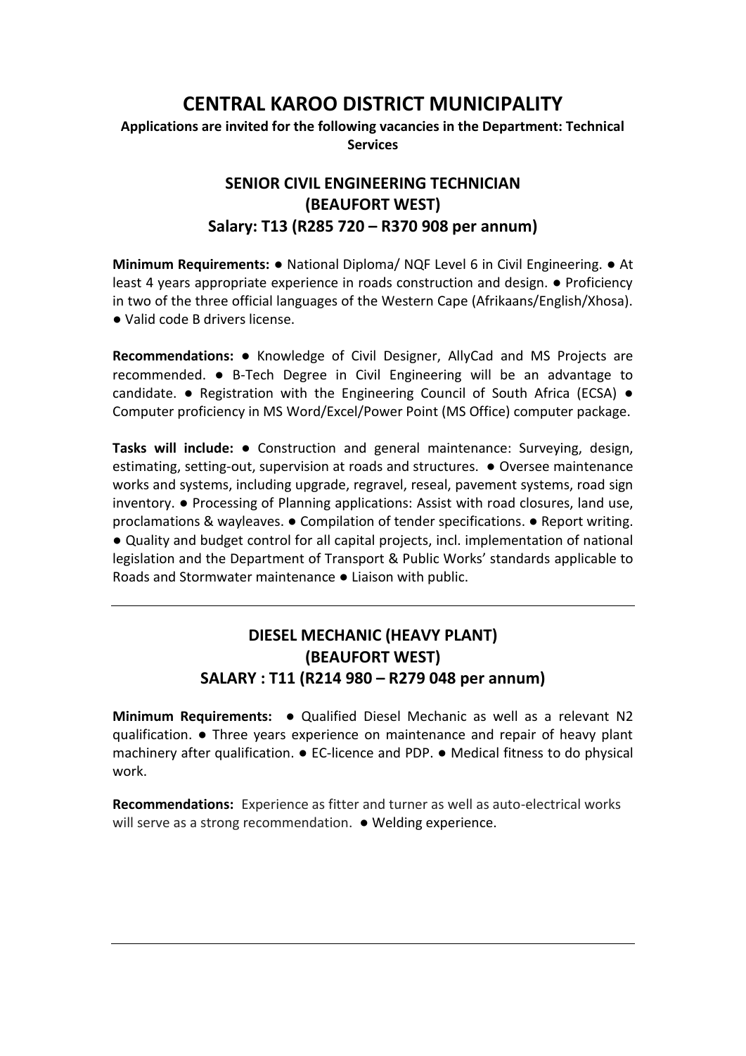# CENTRAL KAROO DISTRICT MUNICIPALITY

**Applications are invited for the following vacancies in the Department: Technical Services**

## SENIOR CIVIL ENGINEERING TECHNICIAN (BEAUFORT WEST)

### Salary: T13 (R285 720 – R370 908 per annum)

**Minimum Requirements:** ● National Diploma/ NQF Level 6 in Civil Engineering. ● At least 4 years appropriate experience in roads construction and design. ● Proficiency in two of the three official languages of the Western Cape (Afrikaans/English/Xhosa). ● Valid code B drivers license.

**Recommendations:** ● Knowledge of Civil Designer, AllyCad and MS Projects are recommended. ● B-Tech Degree in Civil Engineering will be an advantage to candidate. ● Registration with the Engineering Council of South Africa (ECSA) ● Computer proficiency in MS Word/Excel/Power Point (MS Office) computer package.

**Tasks will include:** ● Construction and general maintenance: Surveying, design, estimating, setting-out, supervision at roads and structures. ● Oversee maintenance works and systems, including upgrade, regravel, reseal, pavement systems, road sign inventory. ● Processing of Planning applications: Assist with road closures, land use, proclamations & wayleaves. ● Compilation of tender specifications. ● Report writing. ● Quality and budget control for all capital projects, incl. implementation of national legislation and the Department of Transport & Public Works' standards applicable to Roads and Stormwater maintenance ● Liaison with public.

---

## DIESEL MECHANIC (HEAVY PLANT) (BEAUFORT WEST)

### SALARY : T11 (R214 980 – R279 048 per annum)

**Minimum Requirements:** ● Qualified Diesel Mechanic as well as a relevant N2 qualification. ● Three years experience on maintenance and repair of heavy plant machinery after qualification. ● EC-licence and PDP. ● Medical fitness to do physical work.

**Recommendations:** Experience as fitter and turner as well as auto-electrical works will serve as a strong recommendation. ● Welding experience.

---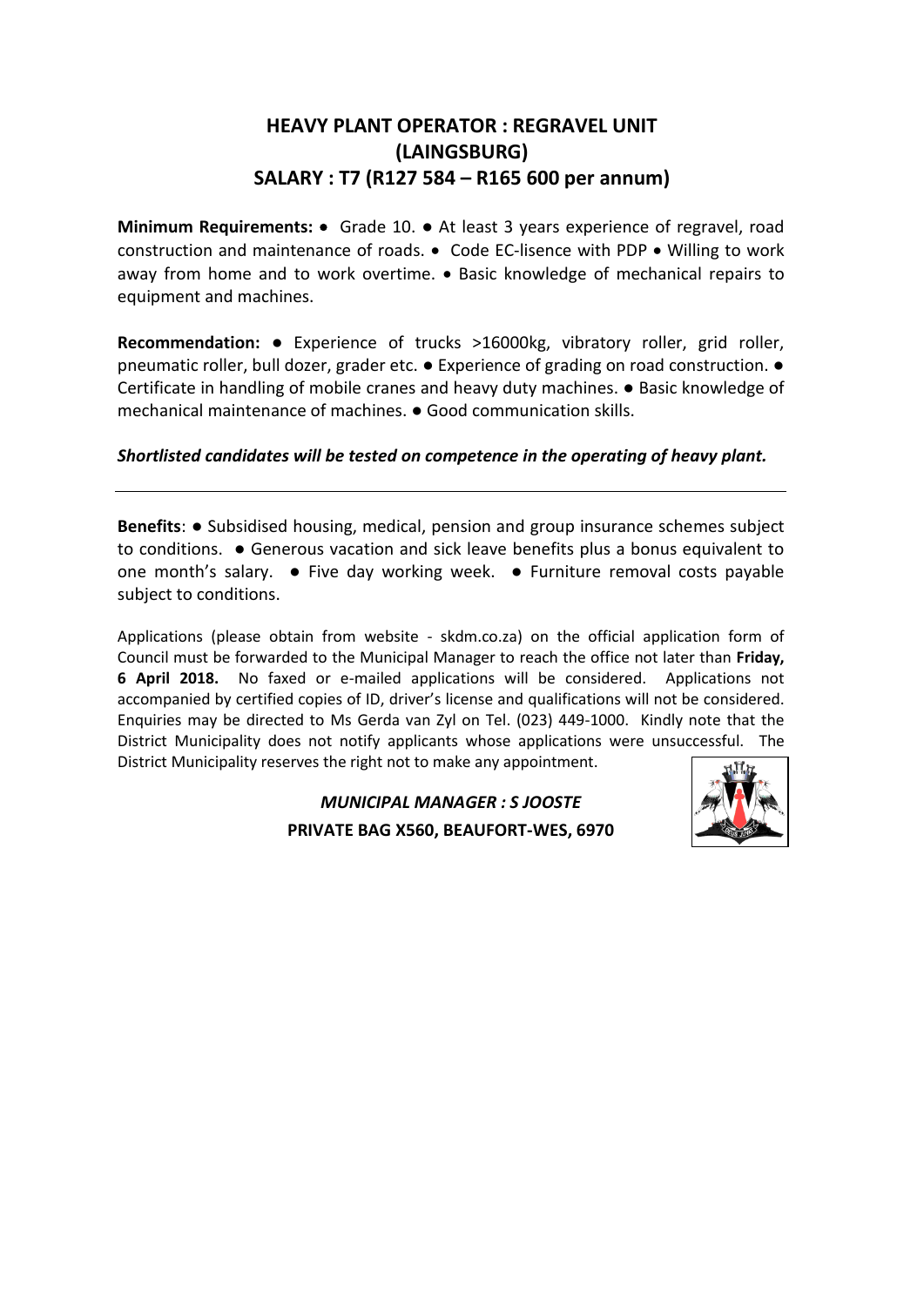# HEAVY PLANT OPERATOR : REGRAVEL UNIT (LAINGSBURG)
# SALARY : T7 (R127 584 – R165 600 per annum)

**Minimum Requirements:** • Grade 10. ● At least 3 years experience of regravel, road construction and maintenance of roads. • Code EC-lisence with PDP • Willing to work away from home and to work overtime. • Basic knowledge of mechanical repairs to equipment and machines.

**Recommendation:** ● Experience of trucks >16000kg, vibratory roller, grid roller, pneumatic roller, bull dozer, grader etc. ● Experience of grading on road construction. ● Certificate in handling of mobile cranes and heavy duty machines. ● Basic knowledge of mechanical maintenance of machines. ● Good communication skills.

***Shortlisted candidates will be tested on competence in the operating of heavy plant.***

---

**Benefits**: ● Subsidised housing, medical, pension and group insurance schemes subject to conditions. ● Generous vacation and sick leave benefits plus a bonus equivalent to one month's salary. ● Five day working week. ● Furniture removal costs payable subject to conditions.

Applications (please obtain from website - skdm.co.za) on the official application form of Council must be forwarded to the Municipal Manager to reach the office not later than **Friday, 6 April 2018.** No faxed or e-mailed applications will be considered. Applications not accompanied by certified copies of ID, driver's license and qualifications will not be considered. Enquiries may be directed to Ms Gerda van Zyl on Tel. (023) 449-1000. Kindly note that the District Municipality does not notify applicants whose applications were unsuccessful. The District Municipality reserves the right not to make any appointment.

***MUNICIPAL MANAGER : S JOOSTE***

**PRIVATE BAG X560, BEAUFORT-WES, 6970**